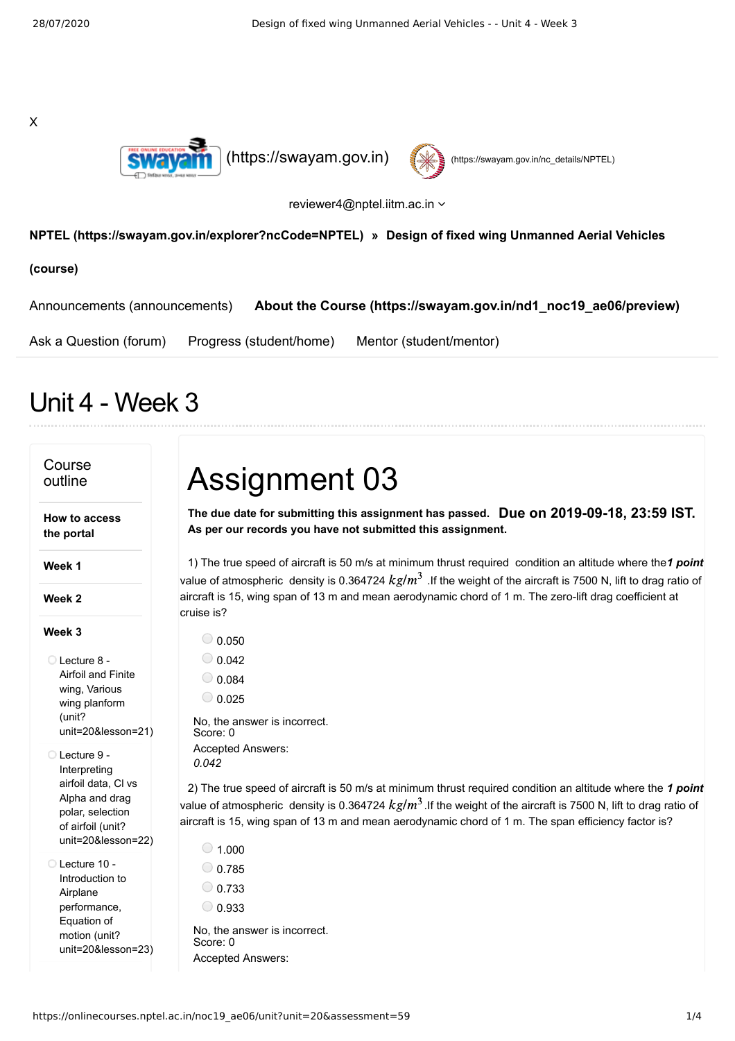X

(https://swayam.gov.in) (https://swayam.gov.in/nc_details/NPTEL)

reviewer4@nptel.iitm.ac.in

**NPTEL (https://swayam.gov.in/explorer?ncCode=NPTEL) » Design of fixed wing Unmanned Aerial Vehicles (course)**

Announcements (announcements) **About the Course (https://swayam.gov.in/nd1_noc19_ae06/preview)**

Ask a Question (forum) Progress (student/home) Mentor (student/mentor)

# Unit 4 - Week 3

## Course outline

**How to access the portal**

**Week 1**

**Week 2**

**Week 3**

- Lecture 8 - Airfoil and Finite wing, Various wing planform (unit?unit=20&lesson=21)
- Lecture 9 - Interpreting airfoil data, Cl vs Alpha and drag polar, selection of airfoil (unit?unit=20&lesson=22)
- Lecture 10 - Introduction to Airplane performance, Equation of motion (unit?unit=20&lesson=23)

# Assignment 03

**The due date for submitting this assignment has passed.** **Due on 2019-09-18, 23:59 IST.**
**As per our records you have not submitted this assignment.**

1) The true speed of aircraft is 50 m/s at minimum thrust required condition an altitude where the value of atmospheric density is 0.364724 $kg/m^3$ .If the weight of the aircraft is 7500 N, lift to drag ratio of aircraft is 15, wing span of 13 m and mean aerodynamic chord of 1 m. The zero-lift drag coefficient at cruise is? ***1 point***

- 0.050
- 0.042
- 0.084
- 0.025

No, the answer is incorrect.
Score: 0
Accepted Answers:
*0.042*

2) The true speed of aircraft is 50 m/s at minimum thrust required condition an altitude where the value of atmospheric density is 0.364724 $kg/m^3$.If the weight of the aircraft is 7500 N, lift to drag ratio of aircraft is 15, wing span of 13 m and mean aerodynamic chord of 1 m. The span efficiency factor is? ***1 point***

- 1.000
- 0.785
- 0.733
- 0.933

No, the answer is incorrect.
Score: 0
Accepted Answers: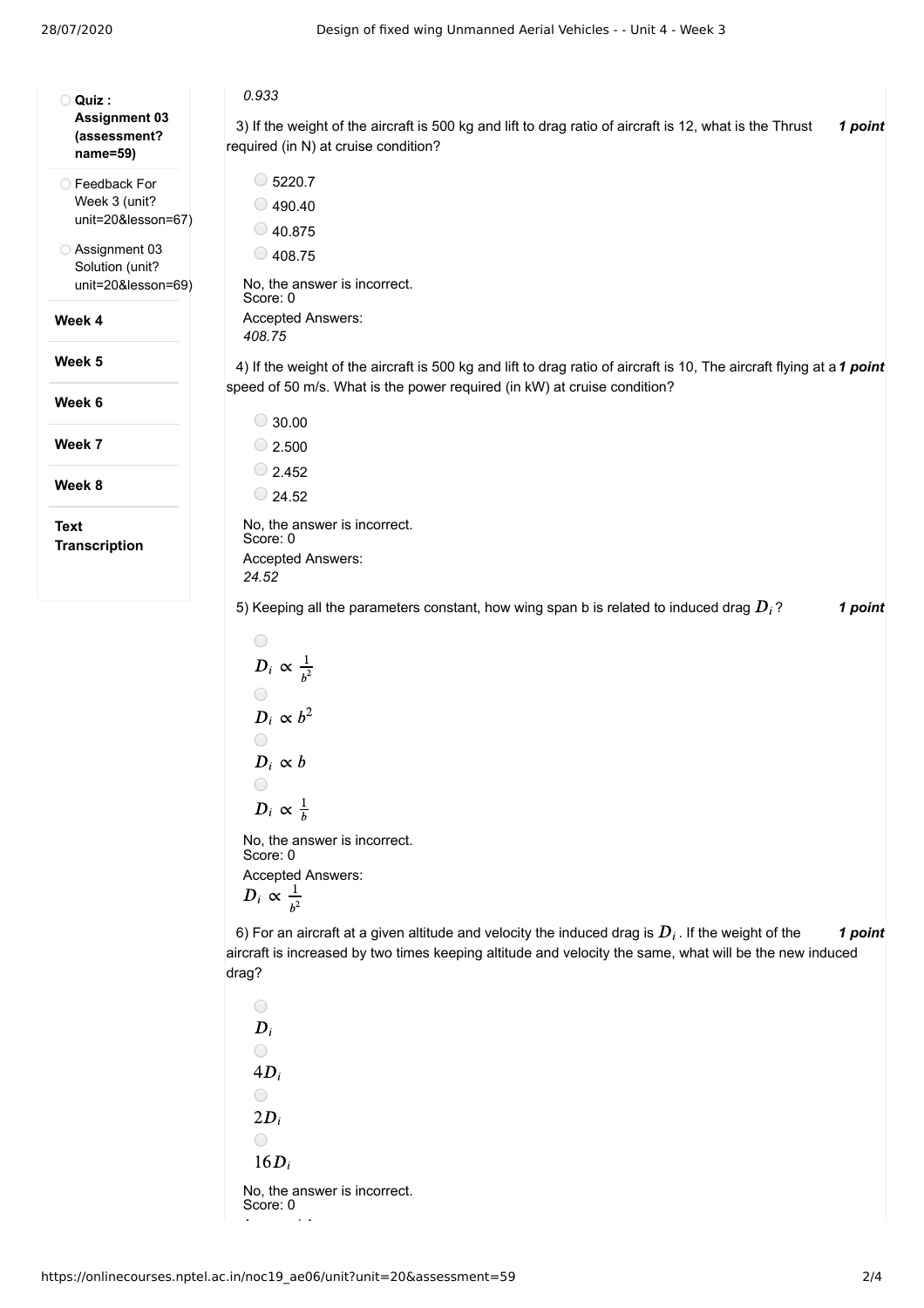- Quiz : **Assignment 03 (assessment?name=59)**
- Feedback For Week 3 (unit?unit=20&lesson=67)
- Assignment 03 Solution (unit?unit=20&lesson=69)

**Week 4**

**Week 5**

**Week 6**

**Week 7**

**Week 8**

**Text Transcription**

*0.933*

3) If the weight of the aircraft is 500 kg and lift to drag ratio of aircraft is 12, what is the Thrust required (in N) at cruise condition? ***1 point***

- 5220.7
- 490.40
- 40.875
- 408.75

No, the answer is incorrect.
Score: 0

Accepted Answers:
*408.75*

4) If the weight of the aircraft is 500 kg and lift to drag ratio of aircraft is 10, The aircraft flying at a speed of 50 m/s. What is the power required (in kW) at cruise condition? ***1 point***

- 30.00
- 2.500
- 2.452
- 24.52

No, the answer is incorrect.
Score: 0

Accepted Answers:
*24.52*

5) Keeping all the parameters constant, how wing span b is related to induced drag $D_i$? ***1 point***

- $D_i \propto \frac{1}{b^2}$
- $D_i \propto b^2$
- $D_i \propto b$
- $D_i \propto \frac{1}{b}$

No, the answer is incorrect.
Score: 0

Accepted Answers:
$D_i \propto \frac{1}{b^2}$

6) For an aircraft at a given altitude and velocity the induced drag is $D_i$. If the weight of the aircraft is increased by two times keeping altitude and velocity the same, what will be the new induced drag? ***1 point***

- $D_i$
- $4D_i$
- $2D_i$
- $16D_i$

No, the answer is incorrect.
Score: 0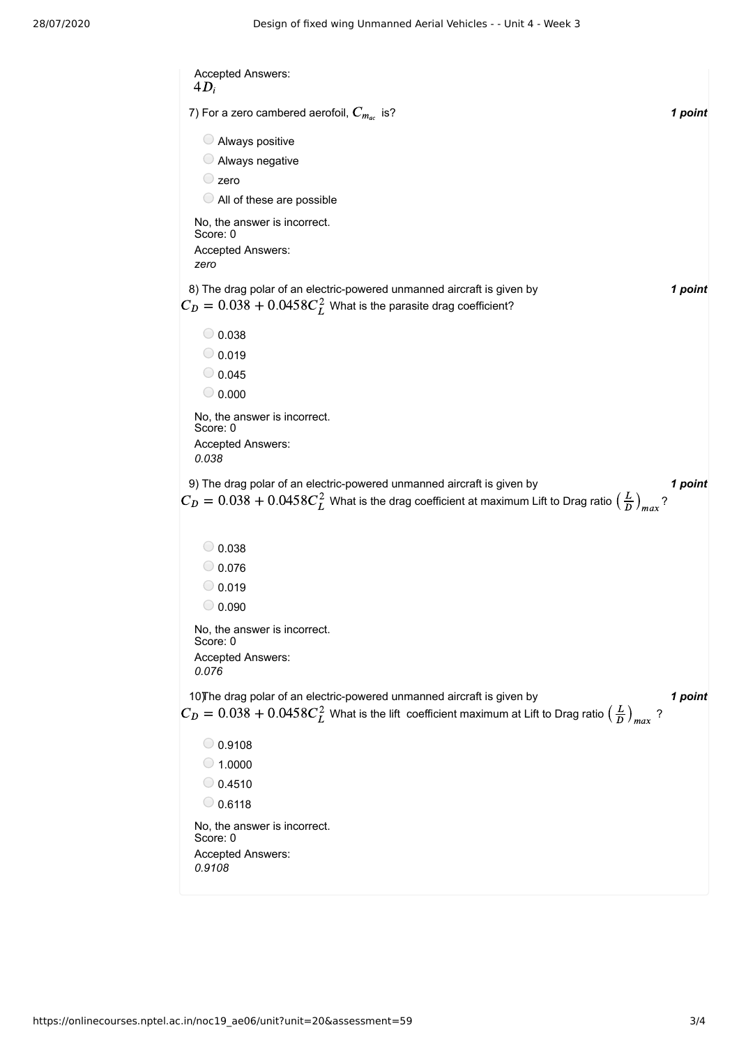Accepted Answers:
$4D_i$

7) For a zero cambered aerofoil, $C_{m_{ac}}$ is? *1 point*

- Always positive
- Always negative
- zero
- All of these are possible

No, the answer is incorrect.
Score: 0
Accepted Answers:
*zero*

8) The drag polar of an electric-powered unmanned aircraft is given by $C_D = 0.038 + 0.0458C_L^2$ What is the parasite drag coefficient? *1 point*

- 0.038
- 0.019
- 0.045
- 0.000

No, the answer is incorrect.
Score: 0
Accepted Answers:
*0.038*

9) The drag polar of an electric-powered unmanned aircraft is given by $C_D = 0.038 + 0.0458C_L^2$ What is the drag coefficient at maximum Lift to Drag ratio $\left(\frac{L}{D}\right)_{max}$? *1 point*

- 0.038
- 0.076
- 0.019
- 0.090

No, the answer is incorrect.
Score: 0
Accepted Answers:
*0.076*

10) The drag polar of an electric-powered unmanned aircraft is given by $C_D = 0.038 + 0.0458C_L^2$ What is the lift coefficient maximum at Lift to Drag ratio $\left(\frac{L}{D}\right)_{max}$ ? *1 point*

- 0.9108
- 1.0000
- 0.4510
- 0.6118

No, the answer is incorrect.
Score: 0
Accepted Answers:
*0.9108*